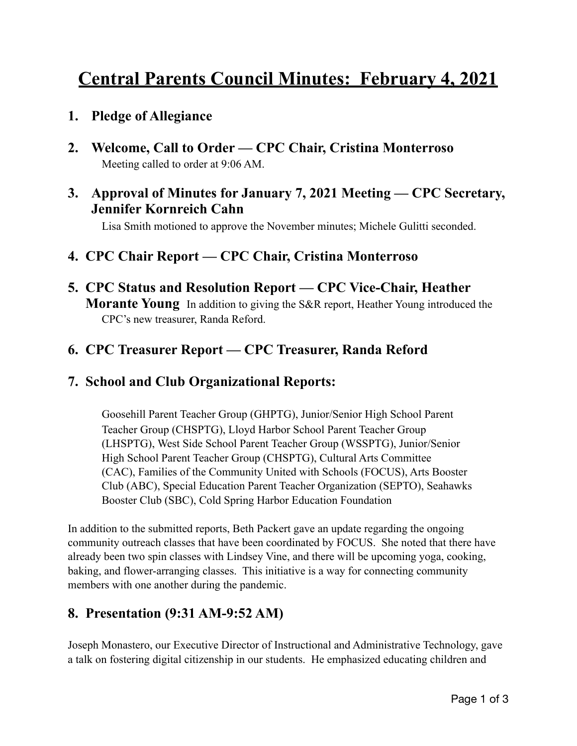# Central Parents Council Minutes: February 4, 2021

1. **Pledge of Allegiance**

2. **Welcome, Call to Order — CPC Chair, Cristina Monterroso**
   Meeting called to order at 9:06 AM.

3. **Approval of Minutes for January 7, 2021 Meeting — CPC Secretary, Jennifer Kornreich Cahn**
   Lisa Smith motioned to approve the November minutes; Michele Gulitti seconded.

4. **CPC Chair Report — CPC Chair, Cristina Monterroso**

5. **CPC Status and Resolution Report — CPC Vice-Chair, Heather Morante Young** In addition to giving the S&R report, Heather Young introduced the CPC's new treasurer, Randa Reford.

6. **CPC Treasurer Report — CPC Treasurer, Randa Reford**

7. **School and Club Organizational Reports:**

   Goosehill Parent Teacher Group (GHPTG), Junior/Senior High School Parent Teacher Group (CHSPTG), Lloyd Harbor School Parent Teacher Group (LHSPTG), West Side School Parent Teacher Group (WSSPTG), Junior/Senior High School Parent Teacher Group (CHSPTG), Cultural Arts Committee (CAC), Families of the Community United with Schools (FOCUS), Arts Booster Club (ABC), Special Education Parent Teacher Organization (SEPTO), Seahawks Booster Club (SBC), Cold Spring Harbor Education Foundation

In addition to the submitted reports, Beth Packert gave an update regarding the ongoing community outreach classes that have been coordinated by FOCUS. She noted that there have already been two spin classes with Lindsey Vine, and there will be upcoming yoga, cooking, baking, and flower-arranging classes. This initiative is a way for connecting community members with one another during the pandemic.

## 8. Presentation (9:31 AM-9:52 AM)

Joseph Monastero, our Executive Director of Instructional and Administrative Technology, gave a talk on fostering digital citizenship in our students. He emphasized educating children and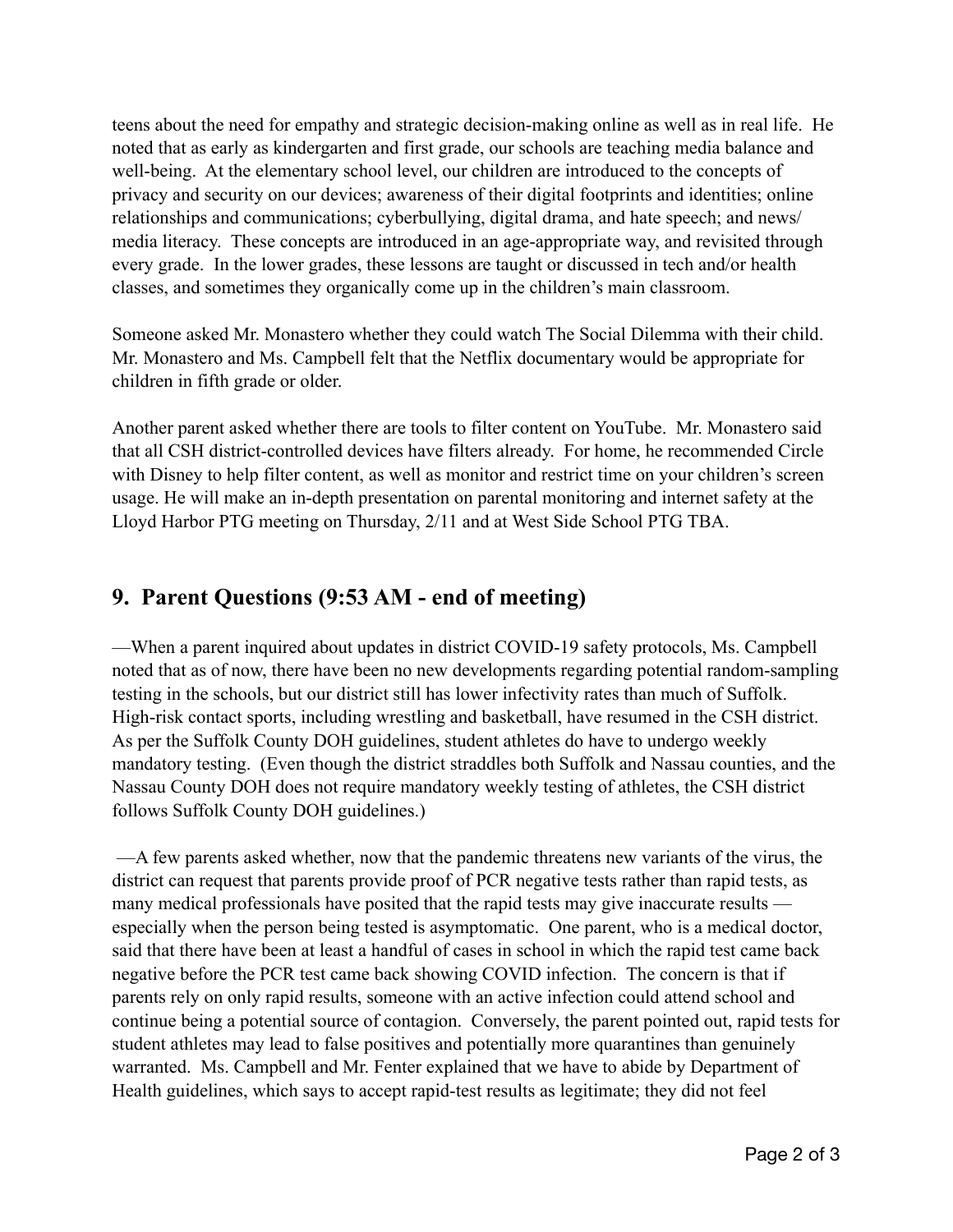teens about the need for empathy and strategic decision-making online as well as in real life. He noted that as early as kindergarten and first grade, our schools are teaching media balance and well-being. At the elementary school level, our children are introduced to the concepts of privacy and security on our devices; awareness of their digital footprints and identities; online relationships and communications; cyberbullying, digital drama, and hate speech; and news/ media literacy. These concepts are introduced in an age-appropriate way, and revisited through every grade. In the lower grades, these lessons are taught or discussed in tech and/or health classes, and sometimes they organically come up in the children's main classroom.

Someone asked Mr. Monastero whether they could watch The Social Dilemma with their child. Mr. Monastero and Ms. Campbell felt that the Netflix documentary would be appropriate for children in fifth grade or older.

Another parent asked whether there are tools to filter content on YouTube. Mr. Monastero said that all CSH district-controlled devices have filters already. For home, he recommended Circle with Disney to help filter content, as well as monitor and restrict time on your children's screen usage. He will make an in-depth presentation on parental monitoring and internet safety at the Lloyd Harbor PTG meeting on Thursday, 2/11 and at West Side School PTG TBA.

## 9. Parent Questions (9:53 AM - end of meeting)

—When a parent inquired about updates in district COVID-19 safety protocols, Ms. Campbell noted that as of now, there have been no new developments regarding potential random-sampling testing in the schools, but our district still has lower infectivity rates than much of Suffolk. High-risk contact sports, including wrestling and basketball, have resumed in the CSH district. As per the Suffolk County DOH guidelines, student athletes do have to undergo weekly mandatory testing. (Even though the district straddles both Suffolk and Nassau counties, and the Nassau County DOH does not require mandatory weekly testing of athletes, the CSH district follows Suffolk County DOH guidelines.)

—A few parents asked whether, now that the pandemic threatens new variants of the virus, the district can request that parents provide proof of PCR negative tests rather than rapid tests, as many medical professionals have posited that the rapid tests may give inaccurate results — especially when the person being tested is asymptomatic. One parent, who is a medical doctor, said that there have been at least a handful of cases in school in which the rapid test came back negative before the PCR test came back showing COVID infection. The concern is that if parents rely on only rapid results, someone with an active infection could attend school and continue being a potential source of contagion. Conversely, the parent pointed out, rapid tests for student athletes may lead to false positives and potentially more quarantines than genuinely warranted. Ms. Campbell and Mr. Fenter explained that we have to abide by Department of Health guidelines, which says to accept rapid-test results as legitimate; they did not feel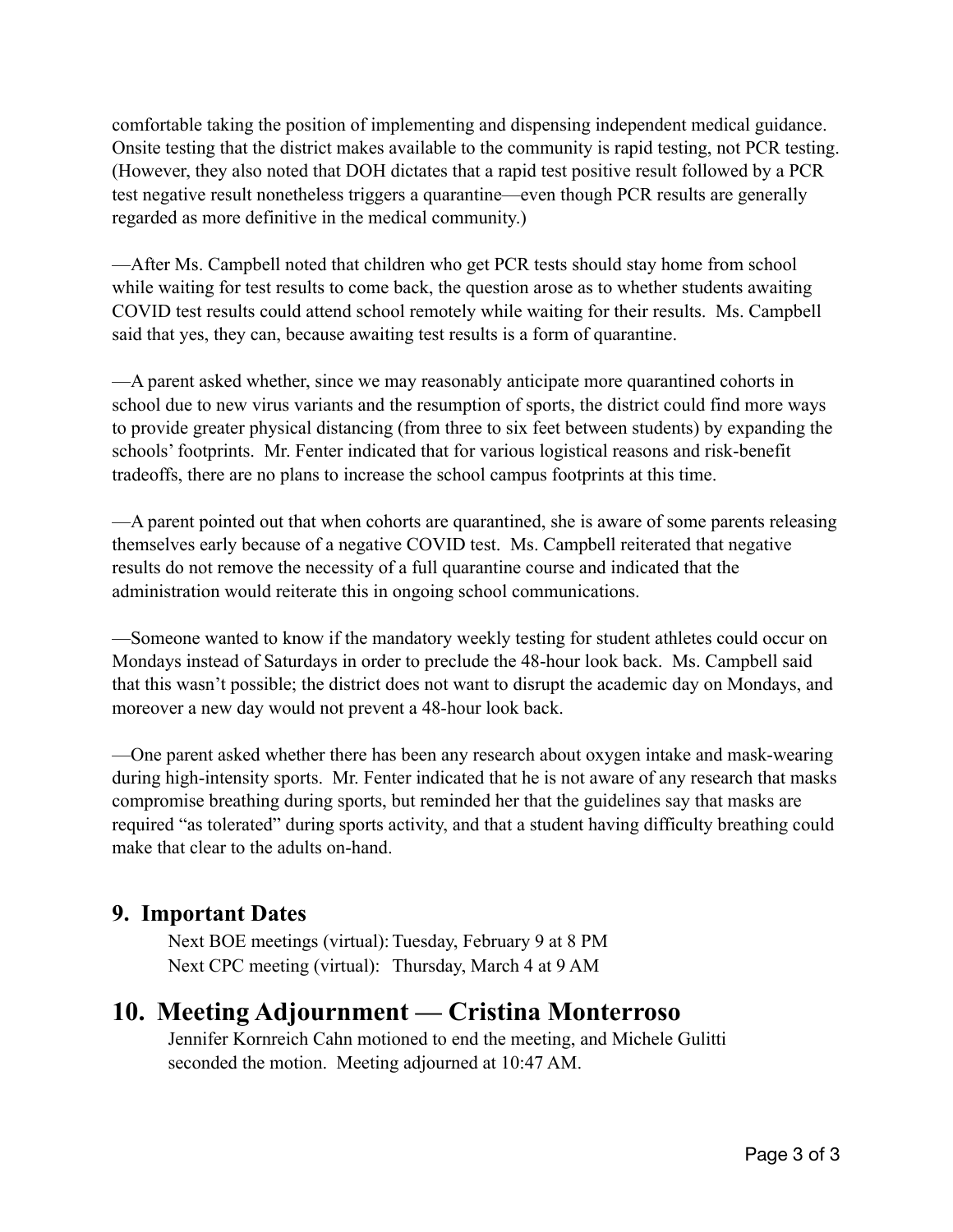comfortable taking the position of implementing and dispensing independent medical guidance. Onsite testing that the district makes available to the community is rapid testing, not PCR testing. (However, they also noted that DOH dictates that a rapid test positive result followed by a PCR test negative result nonetheless triggers a quarantine—even though PCR results are generally regarded as more definitive in the medical community.)

—After Ms. Campbell noted that children who get PCR tests should stay home from school while waiting for test results to come back, the question arose as to whether students awaiting COVID test results could attend school remotely while waiting for their results. Ms. Campbell said that yes, they can, because awaiting test results is a form of quarantine.

—A parent asked whether, since we may reasonably anticipate more quarantined cohorts in school due to new virus variants and the resumption of sports, the district could find more ways to provide greater physical distancing (from three to six feet between students) by expanding the schools' footprints. Mr. Fenter indicated that for various logistical reasons and risk-benefit tradeoffs, there are no plans to increase the school campus footprints at this time.

—A parent pointed out that when cohorts are quarantined, she is aware of some parents releasing themselves early because of a negative COVID test. Ms. Campbell reiterated that negative results do not remove the necessity of a full quarantine course and indicated that the administration would reiterate this in ongoing school communications.

—Someone wanted to know if the mandatory weekly testing for student athletes could occur on Mondays instead of Saturdays in order to preclude the 48-hour look back. Ms. Campbell said that this wasn't possible; the district does not want to disrupt the academic day on Mondays, and moreover a new day would not prevent a 48-hour look back.

—One parent asked whether there has been any research about oxygen intake and mask-wearing during high-intensity sports. Mr. Fenter indicated that he is not aware of any research that masks compromise breathing during sports, but reminded her that the guidelines say that masks are required "as tolerated" during sports activity, and that a student having difficulty breathing could make that clear to the adults on-hand.

### 9. Important Dates

Next BOE meetings (virtual): Tuesday, February 9 at 8 PM
Next CPC meeting (virtual): Thursday, March 4 at 9 AM

## 10. Meeting Adjournment — Cristina Monterroso

Jennifer Kornreich Cahn motioned to end the meeting, and Michele Gulitti seconded the motion. Meeting adjourned at 10:47 AM.